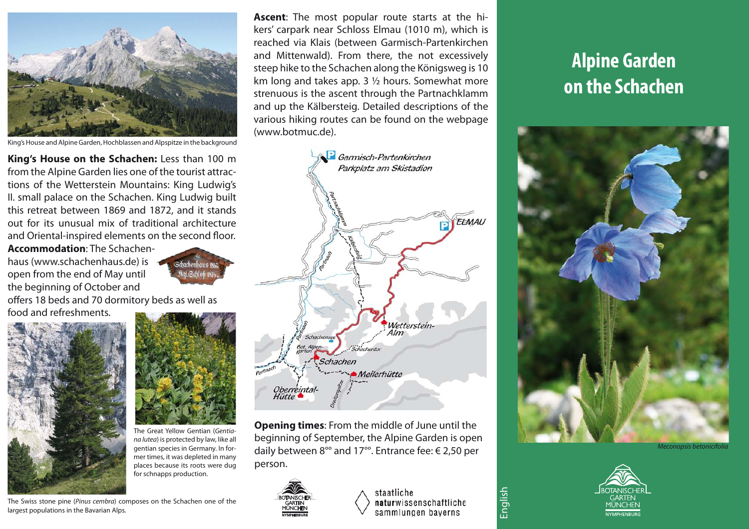King's House and Alpine Garden, Hochblassen and Alpspitze in the background

**King's House on the Schachen:** Less than 100 m from the Alpine Garden lies one of the tourist attractions of the Wetterstein Mountains: King Ludwig's II. small palace on the Schachen. King Ludwig built this retreat between 1869 and 1872, and it stands out for its unusual mix of traditional architecture and Oriental-inspired elements on the second floor.

**Accommodation**: The Schachenhaus (www.schachenhaus.de) is open from the end of May until the beginning of October and offers 18 beds and 70 dormitory beds as well as food and refreshments.

The Great Yellow Gentian (*Gentiana lutea*) is protected by law, like all gentian species in Germany. In former times, it was depleted in many places because its roots were dug for schnapps production.

The Swiss stone pine (*Pinus cembra*) composes on the Schachen one of the largest populations in the Bavarian Alps.

**Ascent**: The most popular route starts at the hikers' carpark near Schloss Elmau (1010 m), which is reached via Klais (between Garmisch-Partenkirchen and Mittenwald). From there, the not excessively steep hike to the Schachen along the Königsweg is 10 km long and takes app. 3 ½ hours. Somewhat more strenuous is the ascent through the Partnachklamm and up the Kälbersteig. Detailed descriptions of the various hiking routes can be found on the webpage (www.botmuc.de).

**Opening times**: From the middle of June until the beginning of September, the Alpine Garden is open daily between 8°° and 17°°. Entrance fee: € 2,50 per person.

staatliche naturwissenschaftliche sammlungen bayerns

# Alpine Garden on the Schachen

*Meconopsis betonicifolia*

BOTANISCHER GARTEN MÜNCHEN NYMPHENBURG

English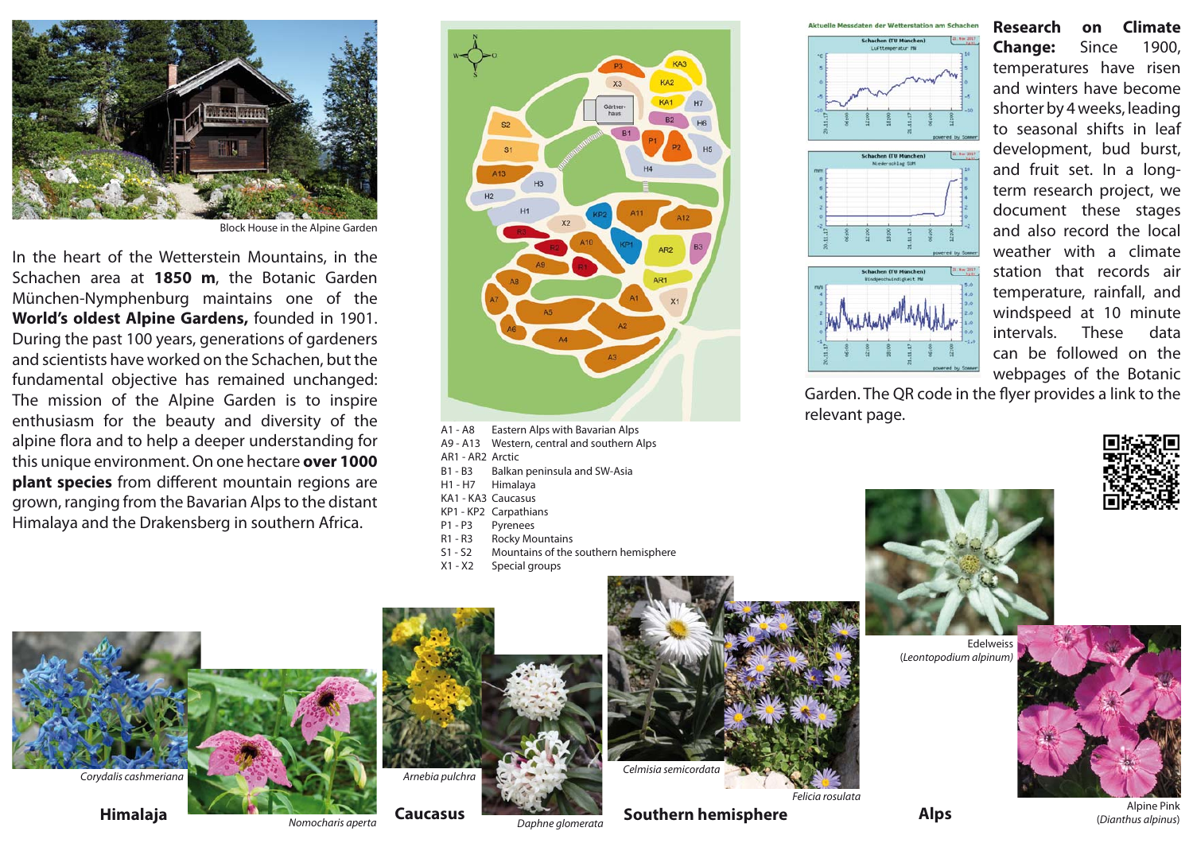Block House in the Alpine Garden

In the heart of the Wetterstein Mountains, in the Schachen area at **1850 m**, the Botanic Garden München-Nymphenburg maintains one of the **World's oldest Alpine Gardens,** founded in 1901. During the past 100 years, generations of gardeners and scientists have worked on the Schachen, but the fundamental objective has remained unchanged: The mission of the Alpine Garden is to inspire enthusiasm for the beauty and diversity of the alpine flora and to help a deeper understanding for this unique environment. On one hectare **over 1000 plant species** from different mountain regions are grown, ranging from the Bavarian Alps to the distant Himalaya and the Drakensberg in southern Africa.

| | |
|---|---|
| A1 - A8 | Eastern Alps with Bavarian Alps |
| A9 - A13 | Western, central and southern Alps |
| AR1 - AR2 | Arctic |
| B1 - B3 | Balkan peninsula and SW-Asia |
| H1 - H7 | Himalaya |
| KA1 - KA3 | Caucasus |
| KP1 - KP2 | Carpathians |
| P1 - P3 | Pyrenees |
| R1 - R3 | Rocky Mountains |
| S1 - S2 | Mountains of the southern hemisphere |
| X1 - X2 | Special groups |

**Research on Climate Change:** Since 1900, temperatures have risen and winters have become shorter by 4 weeks, leading to seasonal shifts in leaf development, bud burst, and fruit set. In a long-term research project, we document these stages and also record the local weather with a climate station that records air temperature, rainfall, and windspeed at 10 minute intervals. These data can be followed on the webpages of the Botanic Garden. The QR code in the flyer provides a link to the relevant page.

Edelweiss
(*Leontopodium alpinum*)

**Himalaja**

*Corydalis cashmeriana*

*Nomocharis aperta*

**Caucasus**

*Arnebia pulchra*

*Daphne glomerata*

**Southern hemisphere**

*Celmisia semicordata*

*Felicia rosulata*

**Alps**

Alpine Pink
(*Dianthus alpinus*)